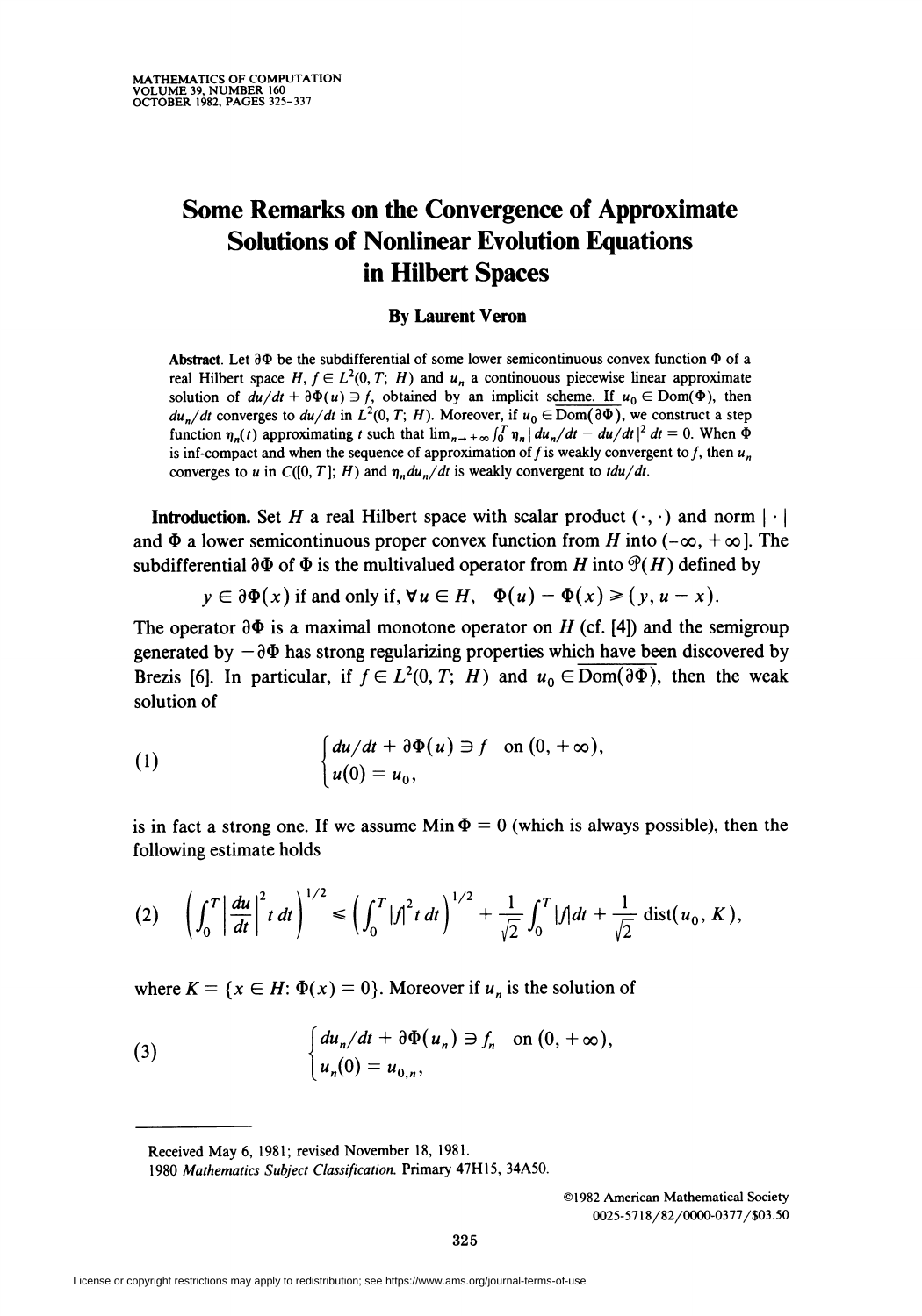# Some Remarks on the Convergence of Approximate Solutions of Nonlinear Evolution Equations in Hilbert Spaces

**By Laurent Veron**

**Abstract.** Let $\partial\Phi$ be the subdifferential of some lower semicontinuous convex function $\Phi$ of a real Hilbert space $H$, $f \in L^2(0, T; H)$ and $u_n$ a continouous piecewise linear approximate solution of $du/dt + \partial\Phi(u) \ni f$, obtained by an implicit scheme. If $u_0 \in \mathrm{Dom}(\Phi)$, then $du_n/dt$ converges to $du/dt$ in $L^2(0, T; H)$. Moreover, if $u_0 \in \overline{\mathrm{Dom}(\partial\Phi)}$, we construct a step function $\eta_n(t)$ approximating $t$ such that $\lim_{n\to+\infty} \int_0^T \eta_n |du_n/dt - du/dt|^2\, dt = 0$. When $\Phi$ is inf-compact and when the sequence of approximation of $f$ is weakly convergent to $f$, then $u_n$ converges to $u$ in $C([0, T]; H)$ and $\eta_n du_n/dt$ is weakly convergent to $t du/dt$.

**Introduction.** Set $H$ a real Hilbert space with scalar product $(\cdot,\cdot)$ and norm $|\cdot|$ and $\Phi$ a lower semicontinuous proper convex function from $H$ into $(-\infty, +\infty]$. The subdifferential $\partial\Phi$ of $\Phi$ is the multivalued operator from $H$ into $\mathcal{P}(H)$ defined by

$$y \in \partial\Phi(x) \text{ if and only if, } \forall u \in H, \quad \Phi(u) - \Phi(x) \geq (y, u - x).$$

The operator $\partial\Phi$ is a maximal monotone operator on $H$ (cf. [4]) and the semigroup generated by $-\partial\Phi$ has strong regularizing properties which have been discovered by Brezis [6]. In particular, if $f \in L^2(0, T; H)$ and $u_0 \in \overline{\mathrm{Dom}(\partial\Phi)}$, then the weak solution of

$$(1) \qquad \begin{cases} du/dt + \partial\Phi(u) \ni f & \text{on } (0, +\infty), \\ u(0) = u_0, \end{cases}$$

is in fact a strong one. If we assume $\mathrm{Min}\,\Phi = 0$ (which is always possible), then the following estimate holds

$$(2) \quad \left(\int_0^T \left|\frac{du}{dt}\right|^2 t\, dt\right)^{1/2} \leq \left(\int_0^T |f|^2 t\, dt\right)^{1/2} + \frac{1}{\sqrt{2}} \int_0^T |f|\, dt + \frac{1}{\sqrt{2}} \mathrm{dist}(u_0, K),$$

where $K = \{x \in H : \Phi(x) = 0\}$. Moreover if $u_n$ is the solution of

$$(3) \qquad \begin{cases} du_n/dt + \partial\Phi(u_n) \ni f_n & \text{on } (0, +\infty), \\ u_n(0) = u_{0,n}, \end{cases}$$

---

Received May 6, 1981; revised November 18, 1981.

1980 *Mathematics Subject Classification*. Primary 47H15, 34A50.

©1982 American Mathematical Society
0025-5718/82/0000-0377/$03.50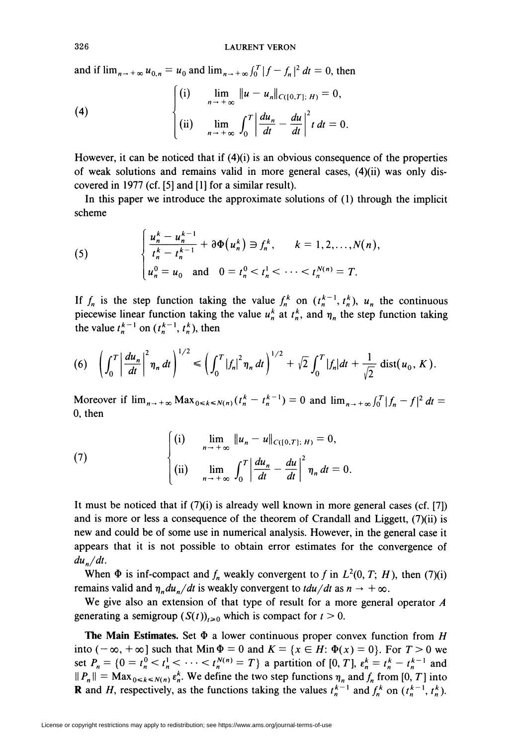and if $\lim_{n\to+\infty} u_{0,n} = u_0$ and $\lim_{n\to+\infty}\int_0^T |f - f_n|^2\,dt = 0$, then

$$
(4)\qquad \begin{cases} \text{(i)} & \lim\limits_{n\to+\infty} \|u - u_n\|_{C([0,T];\,H)} = 0, \\[2mm] \text{(ii)} & \lim\limits_{n\to+\infty} \displaystyle\int_0^T \left|\frac{du_n}{dt} - \frac{du}{dt}\right|^2 t\,dt = 0. \end{cases}
$$

However, it can be noticed that if (4)(i) is an obvious consequence of the properties of weak solutions and remains valid in more general cases, (4)(ii) was only discovered in 1977 (cf. [5] and [1] for a similar result).

In this paper we introduce the approximate solutions of (1) through the implicit scheme

$$
(5)\qquad \begin{cases} \dfrac{u_n^k - u_n^{k-1}}{t_n^k - t_n^{k-1}} + \partial\Phi(u_n^k) \ni f_n^k, \qquad k = 1, 2, \ldots, N(n), \\[2mm] u_n^0 = u_0 \quad \text{and} \quad 0 = t_n^0 < t_n^1 < \cdots < t_n^{N(n)} = T. \end{cases}
$$

If $f_n$ is the step function taking the value $f_n^k$ on $(t_n^{k-1}, t_n^k)$, $u_n$ the continuous piecewise linear function taking the value $u_n^k$ at $t_n^k$, and $\eta_n$ the step function taking the value $t_n^{k-1}$ on $(t_n^{k-1}, t_n^k)$, then

$$
(6)\qquad \left(\int_0^T \left|\frac{du_n}{dt}\right|^2 \eta_n\,dt\right)^{1/2} \leqslant \left(\int_0^T |f_n|^2\,\eta_n\,dt\right)^{1/2} + \sqrt{2}\int_0^T |f_n|\,dt + \frac{1}{\sqrt{2}}\operatorname{dist}(u_0, K).
$$

Moreover if $\lim_{n\to+\infty} \operatorname{Max}_{0\leqslant k\leqslant N(n)}(t_n^k - t_n^{k-1}) = 0$ and $\lim_{n\to+\infty}\int_0^T |f_n - f|^2\,dt = 0$, then

$$
(7)\qquad \begin{cases} \text{(i)} & \lim\limits_{n\to+\infty} \|u_n - u\|_{C([0,T];\,H)} = 0, \\[2mm] \text{(ii)} & \lim\limits_{n\to+\infty} \displaystyle\int_0^T \left|\frac{du_n}{dt} - \frac{du}{dt}\right|^2 \eta_n\,dt = 0. \end{cases}
$$

It must be noticed that if (7)(i) is already well known in more general cases (cf. [7]) and is more or less a consequence of the theorem of Crandall and Liggett, (7)(ii) is new and could be of some use in numerical analysis. However, in the general case it appears that it is not possible to obtain error estimates for the convergence of $du_n/dt$.

When $\Phi$ is inf-compact and $f_n$ weakly convergent to $f$ in $L^2(0, T;\, H)$, then (7)(i) remains valid and $\eta_n du_n/dt$ is weakly convergent to $t\,du/dt$ as $n \to +\infty$.

We give also an extension of that type of result for a more general operator $A$ generating a semigroup $(S(t))_{t\geqslant 0}$ which is compact for $t > 0$.

**The Main Estimates.** Set $\Phi$ a lower continuous proper convex function from $H$ into $(-\infty, +\infty]$ such that $\operatorname{Min}\Phi = 0$ and $K = \{x \in H:\, \Phi(x) = 0\}$. For $T > 0$ we set $P_n = \{0 = t_n^0 < t_n^1 < \cdots < t_n^{N(n)} = T\}$ a partition of $[0, T]$, $\varepsilon_n^k = t_n^k - t_n^{k-1}$ and $\|P_n\| = \operatorname{Max}_{0\leqslant k\leqslant N(n)} \varepsilon_n^k$. We define the two step functions $\eta_n$ and $f_n$ from $[0, T]$ into $\mathbf{R}$ and $H$, respectively, as the functions taking the values $t_n^{k-1}$ and $f_n^k$ on $(t_n^{k-1}, t_n^k)$.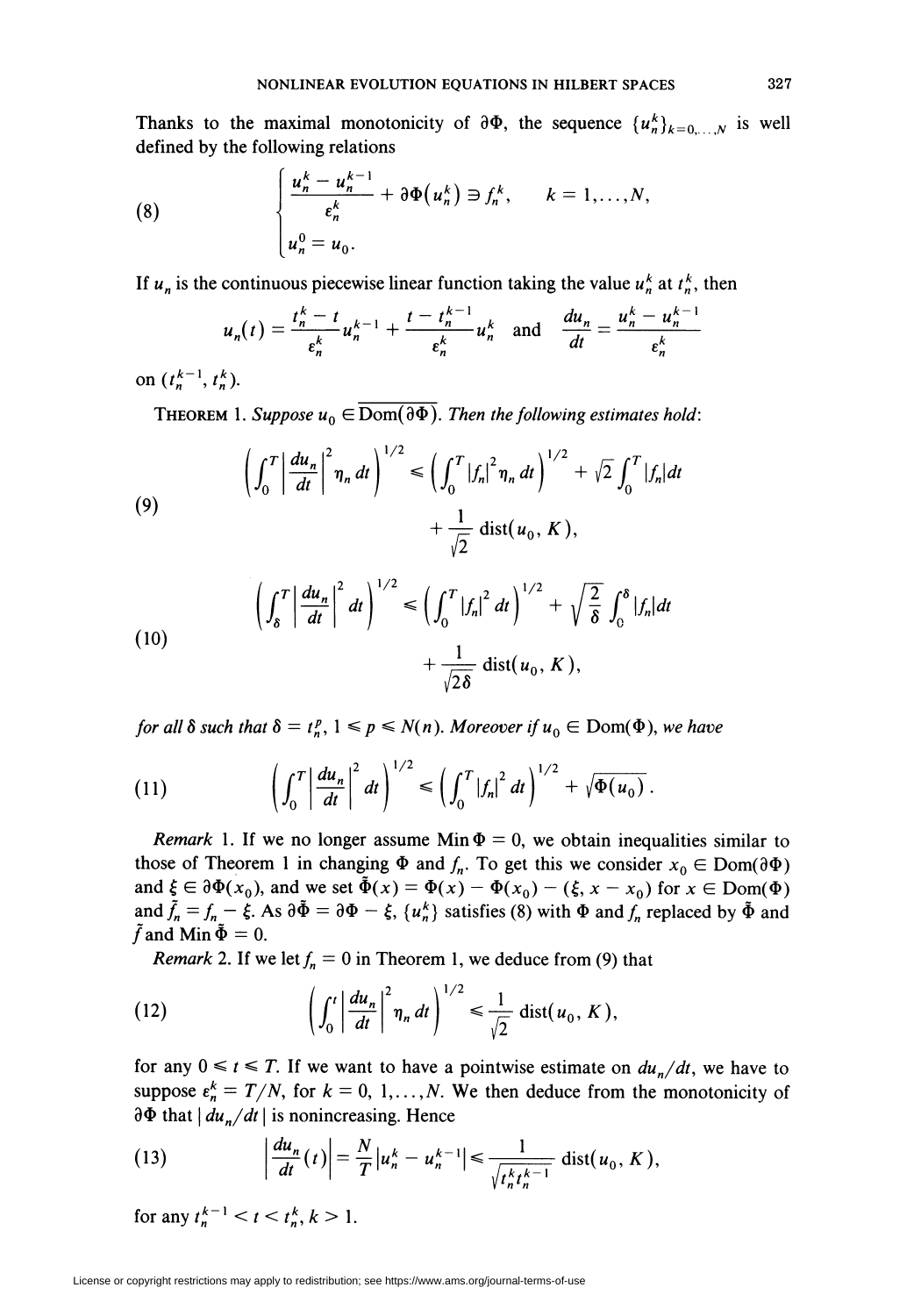Thanks to the maximal monotonicity of $\partial\Phi$, the sequence $\{u_n^k\}_{k=0,\ldots,N}$ is well defined by the following relations

$$
(8) \qquad \begin{cases} \dfrac{u_n^k - u_n^{k-1}}{\varepsilon_n^k} + \partial\Phi(u_n^k) \ni f_n^k, & k = 1, \ldots, N, \\ u_n^0 = u_0. \end{cases}
$$

If $u_n$ is the continuous piecewise linear function taking the value $u_n^k$ at $t_n^k$, then

$$
u_n(t) = \frac{t_n^k - t}{\varepsilon_n^k} u_n^{k-1} + \frac{t - t_n^{k-1}}{\varepsilon_n^k} u_n^k \quad \text{and} \quad \frac{du_n}{dt} = \frac{u_n^k - u_n^{k-1}}{\varepsilon_n^k}
$$

on $(t_n^{k-1}, t_n^k)$.

THEOREM 1. *Suppose $u_0 \in \overline{\mathrm{Dom}(\partial\Phi)}$. Then the following estimates hold*:

$$
(9) \qquad \left( \int_0^T \left| \frac{du_n}{dt} \right|^2 \eta_n \, dt \right)^{1/2} \leqslant \left( \int_0^T |f_n|^2 \eta_n \, dt \right)^{1/2} + \sqrt{2} \int_0^T |f_n| dt + \frac{1}{\sqrt{2}} \operatorname{dist}(u_0, K),
$$

$$
(10) \qquad \left( \int_\delta^T \left| \frac{du_n}{dt} \right|^2 dt \right)^{1/2} \leqslant \left( \int_0^T |f_n|^2 \, dt \right)^{1/2} + \sqrt{\frac{2}{\delta}} \int_0^\delta |f_n| dt + \frac{1}{\sqrt{2\delta}} \operatorname{dist}(u_0, K),
$$

*for all $\delta$ such that $\delta = t_n^p$, $1 \leqslant p \leqslant N(n)$. Moreover if $u_0 \in \mathrm{Dom}(\Phi)$, we have*

$$
(11) \qquad \left( \int_0^T \left| \frac{du_n}{dt} \right|^2 dt \right)^{1/2} \leqslant \left( \int_0^T |f_n|^2 \, dt \right)^{1/2} + \sqrt{\Phi(u_0)}.
$$

*Remark* 1. If we no longer assume $\operatorname{Min} \Phi = 0$, we obtain inequalities similar to those of Theorem 1 in changing $\Phi$ and $f_n$. To get this we consider $x_0 \in \mathrm{Dom}(\partial\Phi)$ and $\xi \in \partial\Phi(x_0)$, and we set $\tilde{\Phi}(x) = \Phi(x) - \Phi(x_0) - (\xi, x - x_0)$ for $x \in \mathrm{Dom}(\Phi)$ and $\tilde{f}_n = f_n - \xi$. As $\partial\tilde{\Phi} = \partial\Phi - \xi$, $\{u_n^k\}$ satisfies (8) with $\Phi$ and $f_n$ replaced by $\tilde{\Phi}$ and $\tilde{f}$ and $\operatorname{Min} \tilde{\Phi} = 0$.

*Remark* 2. If we let $f_n = 0$ in Theorem 1, we deduce from (9) that

$$
(12) \qquad \left( \int_0^t \left| \frac{du_n}{dt} \right|^2 \eta_n \, dt \right)^{1/2} \leqslant \frac{1}{\sqrt{2}} \operatorname{dist}(u_0, K),
$$

for any $0 \leqslant t \leqslant T$. If we want to have a pointwise estimate on $du_n/dt$, we have to suppose $\varepsilon_n^k = T/N$, for $k = 0, 1, \ldots, N$. We then deduce from the monotonicity of $\partial\Phi$ that $|du_n/dt|$ is nonincreasing. Hence

$$
(13) \qquad \left| \frac{du_n}{dt}(t) \right| = \frac{N}{T} |u_n^k - u_n^{k-1}| \leqslant \frac{1}{\sqrt{t_n^k t_n^{k-1}}} \operatorname{dist}(u_0, K),
$$

for any $t_n^{k-1} < t < t_n^k$, $k > 1$.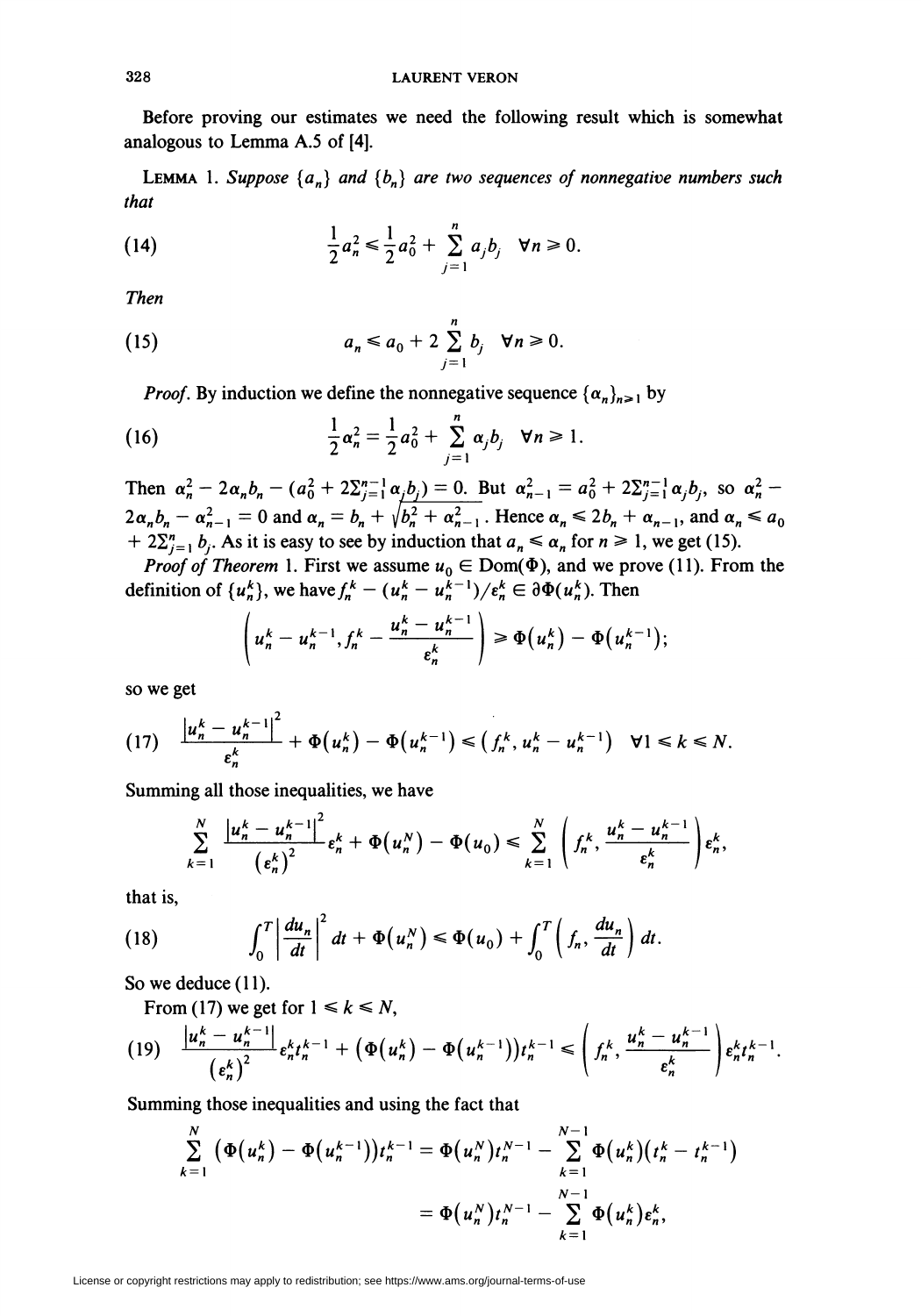Before proving our estimates we need the following result which is somewhat analogous to Lemma A.5 of [4].

**Lemma 1.** *Suppose $\{a_n\}$ and $\{b_n\}$ are two sequences of nonnegative numbers such that*

$$\frac{1}{2}a_n^2 \leqslant \frac{1}{2}a_0^2 + \sum_{j=1}^{n} a_j b_j \quad \forall n \geqslant 0. \tag{14}$$

*Then*

$$a_n \leqslant a_0 + 2\sum_{j=1}^{n} b_j \quad \forall n \geqslant 0. \tag{15}$$

*Proof.* By induction we define the nonnegative sequence $\{\alpha_n\}_{n\geqslant 1}$ by

$$\frac{1}{2}\alpha_n^2 = \frac{1}{2}a_0^2 + \sum_{j=1}^{n} \alpha_j b_j \quad \forall n \geqslant 1. \tag{16}$$

Then $\alpha_n^2 - 2\alpha_n b_n - (a_0^2 + 2\sum_{j=1}^{n-1}\alpha_j b_j) = 0$. But $\alpha_{n-1}^2 = a_0^2 + 2\sum_{j=1}^{n-1}\alpha_j b_j$, so $\alpha_n^2 - 2\alpha_n b_n - \alpha_{n-1}^2 = 0$ and $\alpha_n = b_n + \sqrt{b_n^2 + \alpha_{n-1}^2}$. Hence $\alpha_n \leqslant 2b_n + \alpha_{n-1}$, and $\alpha_n \leqslant a_0 + 2\sum_{j=1}^{n} b_j$. As it is easy to see by induction that $a_n \leqslant \alpha_n$ for $n \geqslant 1$, we get (15).

*Proof of Theorem* 1. First we assume $u_0 \in \mathrm{Dom}(\Phi)$, and we prove (11). From the definition of $\{u_n^k\}$, we have $f_n^k - (u_n^k - u_n^{k-1})/\varepsilon_n^k \in \partial\Phi(u_n^k)$. Then

$$\left(u_n^k - u_n^{k-1}, f_n^k - \frac{u_n^k - u_n^{k-1}}{\varepsilon_n^k}\right) \geqslant \Phi(u_n^k) - \Phi(u_n^{k-1});$$

so we get

$$\frac{\left|u_n^k - u_n^{k-1}\right|^2}{\varepsilon_n^k} + \Phi(u_n^k) - \Phi(u_n^{k-1}) \leqslant \left(f_n^k, u_n^k - u_n^{k-1}\right) \quad \forall 1 \leqslant k \leqslant N. \tag{17}$$

Summing all those inequalities, we have

$$\sum_{k=1}^{N} \frac{\left|u_n^k - u_n^{k-1}\right|^2}{\left(\varepsilon_n^k\right)^2}\varepsilon_n^k + \Phi(u_n^N) - \Phi(u_0) \leqslant \sum_{k=1}^{N}\left(f_n^k, \frac{u_n^k - u_n^{k-1}}{\varepsilon_n^k}\right)\varepsilon_n^k,$$

that is,

$$\int_0^T \left|\frac{du_n}{dt}\right|^2 dt + \Phi(u_n^N) \leqslant \Phi(u_0) + \int_0^T \left(f_n, \frac{du_n}{dt}\right) dt. \tag{18}$$

So we deduce (11).

From (17) we get for $1 \leqslant k \leqslant N$,

$$\frac{\left|u_n^k - u_n^{k-1}\right|}{\left(\varepsilon_n^k\right)^2}\varepsilon_n^k t_n^{k-1} + \left(\Phi(u_n^k) - \Phi(u_n^{k-1})\right)t_n^{k-1} \leqslant \left(f_n^k, \frac{u_n^k - u_n^{k-1}}{\varepsilon_n^k}\right)\varepsilon_n^k t_n^{k-1}. \tag{19}$$

Summing those inequalities and using the fact that

$$\begin{aligned}\sum_{k=1}^{N}\left(\Phi(u_n^k) - \Phi(u_n^{k-1})\right)t_n^{k-1} &= \Phi(u_n^N)t_n^{N-1} - \sum_{k=1}^{N-1}\Phi(u_n^k)\left(t_n^k - t_n^{k-1}\right)\\ &= \Phi(u_n^N)t_n^{N-1} - \sum_{k=1}^{N-1}\Phi(u_n^k)\varepsilon_n^k,\end{aligned}$$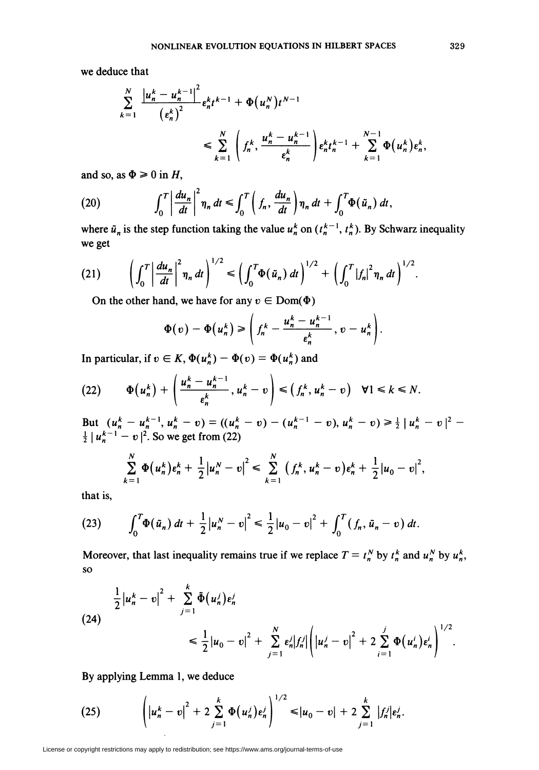we deduce that

$$\sum_{k=1}^{N} \frac{\left|u_n^k - u_n^{k-1}\right|^2}{\left(\varepsilon_n^k\right)^2} \varepsilon_n^k t^{k-1} + \Phi\left(u_n^N\right) t^{N-1}$$
$$\leqslant \sum_{k=1}^{N} \left( f_n^k, \frac{u_n^k - u_n^{k-1}}{\varepsilon_n^k} \right) \varepsilon_n^k t_n^{k-1} + \sum_{k=1}^{N-1} \Phi\left(u_n^k\right) \varepsilon_n^k,$$

and so, as $\Phi \geqslant 0$ in $H$,

$$\text{(20)} \qquad \int_0^T \left| \frac{du_n}{dt} \right|^2 \eta_n \, dt \leqslant \int_0^T \left( f_n, \frac{du_n}{dt} \right) \eta_n \, dt + \int_0^T \Phi(\tilde{u}_n) \, dt,$$

where $\tilde{u}_n$ is the step function taking the value $u_n^k$ on $(t_n^{k-1}, t_n^k)$. By Schwarz inequality we get

$$\text{(21)} \qquad \left( \int_0^T \left| \frac{du_n}{dt} \right|^2 \eta_n \, dt \right)^{1/2} \leqslant \left( \int_0^T \Phi(\tilde{u}_n) \, dt \right)^{1/2} + \left( \int_0^T |f_n|^2 \eta_n \, dt \right)^{1/2}.$$

On the other hand, we have for any $v \in \mathrm{Dom}(\Phi)$

$$\Phi(v) - \Phi\left(u_n^k\right) \geqslant \left( f_n^k - \frac{u_n^k - u_n^{k-1}}{\varepsilon_n^k}, v - u_n^k \right).$$

In particular, if $v \in K$, $\Phi(u_n^k) - \Phi(v) = \Phi(u_n^k)$ and

$$\text{(22)} \qquad \Phi\left(u_n^k\right) + \left( \frac{u_n^k - u_n^{k-1}}{\varepsilon_n^k}, u_n^k - v \right) \leqslant \left( f_n^k, u_n^k - v \right) \quad \forall 1 \leqslant k \leqslant N.$$

But $(u_n^k - u_n^{k-1}, u_n^k - v) = ((u_n^k - v) - (u_n^{k-1} - v), u_n^k - v) \geqslant \frac{1}{2} \left| u_n^k - v \right|^2 - \frac{1}{2} \left| u_n^{k-1} - v \right|^2$. So we get from (22)

$$\sum_{k=1}^{N} \Phi\left(u_n^k\right) \varepsilon_n^k + \frac{1}{2} \left|u_n^N - v\right|^2 \leqslant \sum_{k=1}^{N} \left(f_n^k, u_n^k - v\right) \varepsilon_n^k + \frac{1}{2} \left|u_0 - v\right|^2,$$

that is,

$$\text{(23)} \qquad \int_0^T \Phi(\tilde{u}_n) \, dt + \frac{1}{2} \left|u_n^N - v\right|^2 \leqslant \frac{1}{2} \left|u_0 - v\right|^2 + \int_0^T (f_n, \tilde{u}_n - v) \, dt.$$

Moreover, that last inequality remains true if we replace $T = t_n^N$ by $t_n^k$ and $u_n^N$ by $u_n^k$, so

$$\text{(24)} \qquad \begin{aligned} &\frac{1}{2} \left|u_n^k - v\right|^2 + \sum_{j=1}^{k} \tilde{\Phi}\left(u_n^j\right) \varepsilon_n^j \\ &\qquad \leqslant \frac{1}{2} \left|u_0 - v\right|^2 + \sum_{j=1}^{N} \varepsilon_n^j \left|f_n^j\right| \left( \left|u_n^j - v\right|^2 + 2 \sum_{i=1}^{j} \Phi\left(u_n^i\right) \varepsilon_n^i \right)^{1/2}. \end{aligned}$$

By applying Lemma 1, we deduce

$$\text{(25)} \qquad \left( \left|u_n^k - v\right|^2 + 2 \sum_{j=1}^{k} \Phi\left(u_n^j\right) \varepsilon_n^j \right)^{1/2} \leqslant \left|u_0 - v\right| + 2 \sum_{j=1}^{k} \left|f_n^j\right| \varepsilon_n^j.$$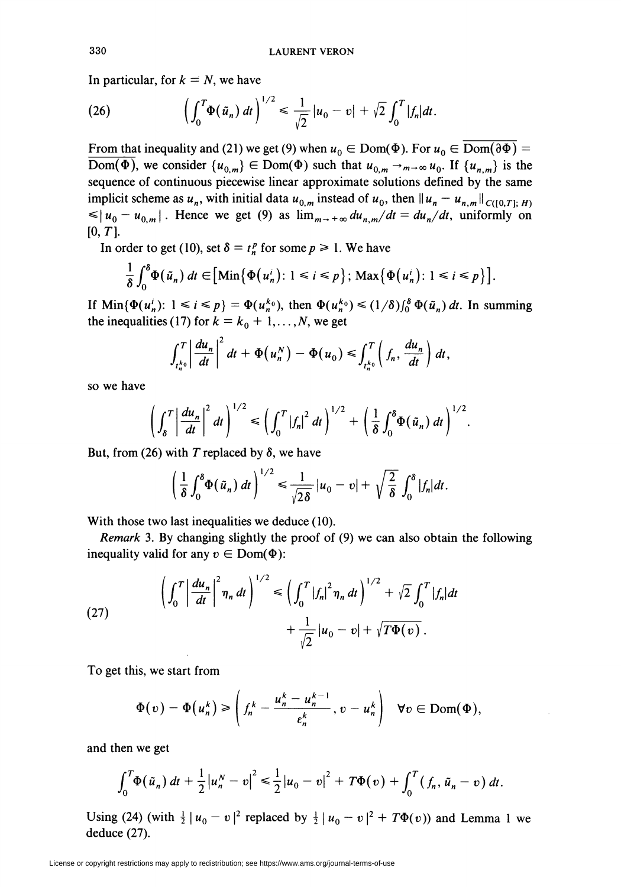In particular, for $k = N$, we have

$$(26) \qquad \left(\int_0^T \Phi(\tilde{u}_n)\,dt\right)^{1/2} \leqslant \frac{1}{\sqrt{2}}|u_0 - v| + \sqrt{2}\int_0^T |f_n|\,dt.$$

From that inequality and (21) we get (9) when $u_0 \in \mathrm{Dom}(\Phi)$. For $u_0 \in \overline{\mathrm{Dom}(\partial\Phi)} = \overline{\mathrm{Dom}(\Phi)}$, we consider $\{u_{0,m}\} \in \mathrm{Dom}(\Phi)$ such that $u_{0,m} \to_{m\to\infty} u_0$. If $\{u_{n,m}\}$ is the sequence of continuous piecewise linear approximate solutions defined by the same implicit scheme as $u_n$, with initial data $u_{0,m}$ instead of $u_0$, then $\|u_n - u_{n,m}\|_{C([0,T];\,H)} \leqslant |u_0 - u_{0,m}|$. Hence we get (9) as $\lim_{m\to+\infty} du_{n,m}/dt = du_n/dt$, uniformly on $[0, T]$.

In order to get (10), set $\delta = t_n^p$ for some $p \geqslant 1$. We have

$$\frac{1}{\delta}\int_0^\delta \Phi(\tilde{u}_n)\,dt \in \left[\mathrm{Min}\{\Phi(u_n^i)\colon 1 \leqslant i \leqslant p\};\, \mathrm{Max}\{\Phi(u_n^i)\colon 1 \leqslant i \leqslant p\}\right].$$

If $\mathrm{Min}\{\Phi(u_n^i)\colon 1 \leqslant i \leqslant p\} = \Phi(u_n^{k_0})$, then $\Phi(u_n^{k_0}) \leqslant (1/\delta)\int_0^\delta \Phi(\tilde{u}_n)\,dt$. In summing the inequalities (17) for $k = k_0 + 1, \ldots, N$, we get

$$\int_{t_n^{k_0}}^T \left|\frac{du_n}{dt}\right|^2 dt + \Phi(u_n^N) - \Phi(u_0) \leqslant \int_{t_n^{k_0}}^T \left(f_n, \frac{du_n}{dt}\right) dt,$$

so we have

$$\left(\int_\delta^T \left|\frac{du_n}{dt}\right|^2 dt\right)^{1/2} \leqslant \left(\int_0^T |f_n|^2\,dt\right)^{1/2} + \left(\frac{1}{\delta}\int_0^\delta \Phi(\tilde{u}_n)\,dt\right)^{1/2}.$$

But, from (26) with $T$ replaced by $\delta$, we have

$$\left(\frac{1}{\delta}\int_0^\delta \Phi(\tilde{u}_n)\,dt\right)^{1/2} \leqslant \frac{1}{\sqrt{2\delta}}|u_0 - v| + \sqrt{\frac{2}{\delta}}\int_0^\delta |f_n|\,dt.$$

With those two last inequalities we deduce (10).

*Remark* 3. By changing slightly the proof of (9) we can also obtain the following inequality valid for any $v \in \mathrm{Dom}(\Phi)$:

$$(27) \qquad \begin{aligned} \left(\int_0^T \left|\frac{du_n}{dt}\right|^2 \eta_n\,dt\right)^{1/2} \leqslant{}& \left(\int_0^T |f_n|^2 \eta_n\,dt\right)^{1/2} + \sqrt{2}\int_0^T |f_n|\,dt \\ &+ \frac{1}{\sqrt{2}}|u_0 - v| + \sqrt{T\Phi(v)}. \end{aligned}$$

To get this, we start from

$$\Phi(v) - \Phi(u_n^k) \geqslant \left(f_n^k - \frac{u_n^k - u_n^{k-1}}{\varepsilon_n^k},\, v - u_n^k\right) \quad \forall v \in \mathrm{Dom}(\Phi),$$

and then we get

$$\int_0^T \Phi(\tilde{u}_n)\,dt + \frac{1}{2}|u_n^N - v|^2 \leqslant \frac{1}{2}|u_0 - v|^2 + T\Phi(v) + \int_0^T (f_n, \tilde{u}_n - v)\,dt.$$

Using (24) (with $\frac{1}{2}|u_0 - v|^2$ replaced by $\frac{1}{2}|u_0 - v|^2 + T\Phi(v)$) and Lemma 1 we deduce (27).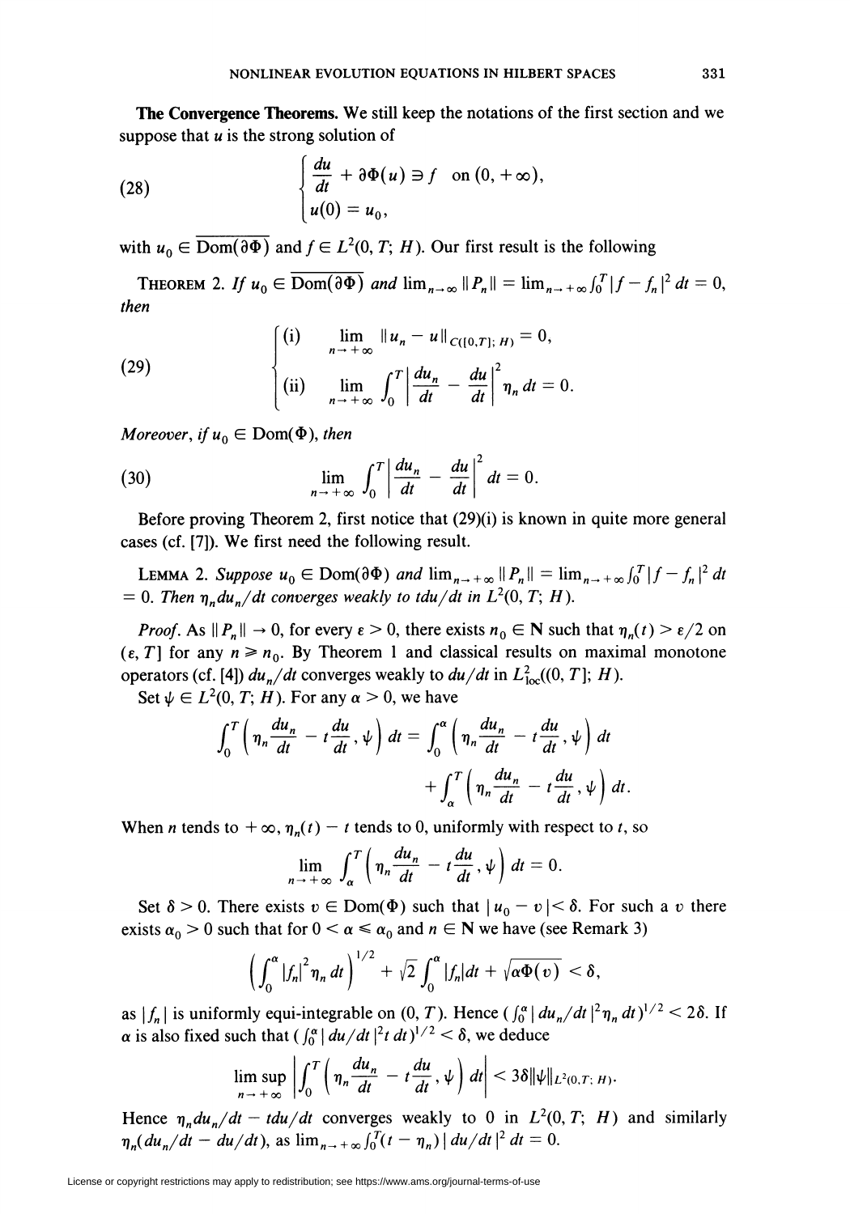**The Convergence Theorems.** We still keep the notations of the first section and we suppose that $u$ is the strong solution of

$$
(28)\qquad \begin{cases} \dfrac{du}{dt} + \partial\Phi(u) \ni f \quad \text{on } (0, +\infty), \\ u(0) = u_0, \end{cases}
$$

with $u_0 \in \overline{\mathrm{Dom}(\partial\Phi)}$ and $f \in L^2(0, T; H)$. Our first result is the following

THEOREM 2. *If* $u_0 \in \overline{\mathrm{Dom}(\partial\Phi)}$ *and* $\lim_{n\to\infty} \|P_n\| = \lim_{n\to+\infty} \int_0^T |f - f_n|^2\, dt = 0$, *then*

$$
(29)\qquad \begin{cases} \text{(i)} \quad \lim\limits_{n\to+\infty} \|u_n - u\|_{C([0,T];\, H)} = 0, \\ \text{(ii)} \quad \lim\limits_{n\to+\infty} \displaystyle\int_0^T \left| \frac{du_n}{dt} - \frac{du}{dt} \right|^2 \eta_n\, dt = 0. \end{cases}
$$

*Moreover, if* $u_0 \in \mathrm{Dom}(\Phi)$, *then*

$$
(30)\qquad \lim_{n\to+\infty} \int_0^T \left| \frac{du_n}{dt} - \frac{du}{dt} \right|^2 dt = 0.
$$

Before proving Theorem 2, first notice that (29)(i) is known in quite more general cases (cf. [7]). We first need the following result.

LEMMA 2. *Suppose* $u_0 \in \mathrm{Dom}(\partial\Phi)$ *and* $\lim_{n\to+\infty} \|P_n\| = \lim_{n\to+\infty} \int_0^T |f - f_n|^2\, dt = 0$. *Then* $\eta_n du_n/dt$ *converges weakly to* $t\,du/dt$ *in* $L^2(0, T; H)$.

*Proof.* As $\|P_n\| \to 0$, for every $\varepsilon > 0$, there exists $n_0 \in \mathbf{N}$ such that $\eta_n(t) > \varepsilon/2$ on $(\varepsilon, T]$ for any $n \geq n_0$. By Theorem 1 and classical results on maximal monotone operators (cf. [4]) $du_n/dt$ converges weakly to $du/dt$ in $L^2_{\mathrm{loc}}((0, T]; H)$.

Set $\psi \in L^2(0, T; H)$. For any $\alpha > 0$, we have

$$
\int_0^T \left( \eta_n \frac{du_n}{dt} - t\frac{du}{dt}, \psi \right) dt = \int_0^\alpha \left( \eta_n \frac{du_n}{dt} - t\frac{du}{dt}, \psi \right) dt + \int_\alpha^T \left( \eta_n \frac{du_n}{dt} - t\frac{du}{dt}, \psi \right) dt.
$$

When $n$ tends to $+\infty$, $\eta_n(t) - t$ tends to 0, uniformly with respect to $t$, so

$$
\lim_{n\to+\infty} \int_\alpha^T \left( \eta_n \frac{du_n}{dt} - t\frac{du}{dt}, \psi \right) dt = 0.
$$

Set $\delta > 0$. There exists $v \in \mathrm{Dom}(\Phi)$ such that $|u_0 - v| < \delta$. For such a $v$ there exists $\alpha_0 > 0$ such that for $0 < \alpha \leq \alpha_0$ and $n \in \mathbf{N}$ we have (see Remark 3)

$$
\left( \int_0^\alpha |f_n|^2 \eta_n\, dt \right)^{1/2} + \sqrt{2} \int_0^\alpha |f_n| dt + \sqrt{\alpha\Phi(v)} < \delta,
$$

as $|f_n|$ is uniformly equi-integrable on $(0, T)$. Hence $(\int_0^\alpha |du_n/dt|^2 \eta_n\, dt)^{1/2} < 2\delta$. If $\alpha$ is also fixed such that $(\int_0^\alpha |du/dt|^2 t\, dt)^{1/2} < \delta$, we deduce

$$
\limsup_{n\to+\infty} \left| \int_0^T \left( \eta_n \frac{du_n}{dt} - t\frac{du}{dt}, \psi \right) dt \right| < 3\delta \|\psi\|_{L^2(0,T;\, H)}.
$$

Hence $\eta_n du_n/dt - t\,du/dt$ converges weakly to 0 in $L^2(0, T; H)$ and similarly $\eta_n(du_n/dt - du/dt)$, as $\lim_{n\to+\infty} \int_0^T (t - \eta_n) |du/dt|^2\, dt = 0$.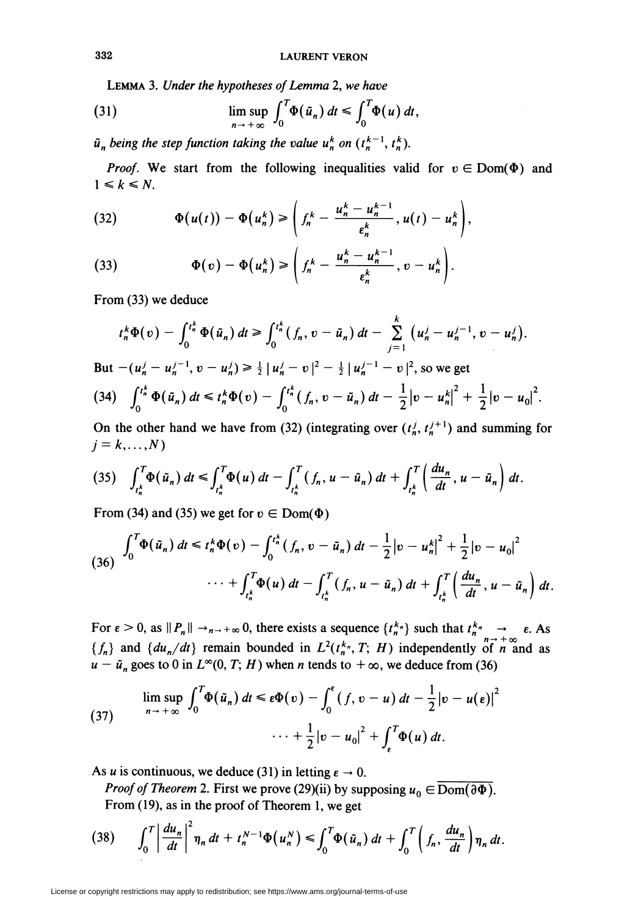**Lemma 3.** *Under the hypotheses of Lemma 2, we have*

$$\limsup_{n\to+\infty} \int_0^T \Phi(\tilde{u}_n)\,dt \leqslant \int_0^T \Phi(u)\,dt, \tag{31}$$

$\tilde{u}_n$ *being the step function taking the value* $u_n^k$ *on* $(t_n^{k-1}, t_n^k)$.

*Proof.* We start from the following inequalities valid for $v \in \mathrm{Dom}(\Phi)$ and $1 \leqslant k \leqslant N$.

$$\Phi(u(t)) - \Phi(u_n^k) \geqslant \left( f_n^k - \frac{u_n^k - u_n^{k-1}}{\varepsilon_n^k}, u(t) - u_n^k \right), \tag{32}$$

$$\Phi(v) - \Phi(u_n^k) \geqslant \left( f_n^k - \frac{u_n^k - u_n^{k-1}}{\varepsilon_n^k}, v - u_n^k \right). \tag{33}$$

From (33) we deduce

$$t_n^k \Phi(v) - \int_0^{t_n^k} \Phi(\tilde{u}_n)\,dt \geqslant \int_0^{t_n^k} (f_n, v - \tilde{u}_n)\,dt - \sum_{j=1}^{k} \left(u_n^j - u_n^{j-1}, v - u_n^j\right).$$

But $-(u_n^j - u_n^{j-1}, v - u_n^j) \geqslant \frac{1}{2}|u_n^j - v|^2 - \frac{1}{2}|u_n^{j-1} - v|^2$, so we get

$$\int_0^{t_n^k} \Phi(\tilde{u}_n)\,dt \leqslant t_n^k \Phi(v) - \int_0^{t_n^k} (f_n, v - \tilde{u}_n)\,dt - \frac{1}{2}|v - u_n^k|^2 + \frac{1}{2}|v - u_0|^2. \tag{34}$$

On the other hand we have from (32) (integrating over $(t_n^j, t_n^{j+1})$ and summing for $j = k, \ldots, N$)

$$\int_{t_n^k}^T \Phi(\tilde{u}_n)\,dt \leqslant \int_{t_n^k}^T \Phi(u)\,dt - \int_{t_n^k}^T (f_n, u - \tilde{u}_n)\,dt + \int_{t_n^k}^T \left( \frac{du_n}{dt}, u - \tilde{u}_n \right) dt. \tag{35}$$

From (34) and (35) we get for $v \in \mathrm{Dom}(\Phi)$

$$\begin{aligned} \int_0^T \Phi(\tilde{u}_n)\,dt \leqslant{}& t_n^k \Phi(v) - \int_0^{t_n^k} (f_n, v - \tilde{u}_n)\,dt - \frac{1}{2}|v - u_n^k|^2 + \frac{1}{2}|v - u_0|^2 \\ & \cdots + \int_{t_n^k}^T \Phi(u)\,dt - \int_{t_n^k}^T (f_n, u - \tilde{u}_n)\,dt + \int_{t_n^k}^T \left( \frac{du_n}{dt}, u - \tilde{u}_n \right) dt. \end{aligned} \tag{36}$$

For $\varepsilon > 0$, as $\|P_n\| \to_{n\to+\infty} 0$, there exists a sequence $\{t_n^{k_n}\}$ such that $t_n^{k_n} \underset{n\to+\infty}{\to} \varepsilon$. As $\{f_n\}$ and $\{du_n/dt\}$ remain bounded in $L^2(t_n^{k_n}, T; H)$ independently of $n$ and as $u - \tilde{u}_n$ goes to 0 in $L^\infty(0, T; H)$ when $n$ tends to $+\infty$, we deduce from (36)

$$\begin{aligned} \limsup_{n\to+\infty} \int_0^T \Phi(\tilde{u}_n)\,dt \leqslant{}& \varepsilon\Phi(v) - \int_0^\varepsilon (f, v - u)\,dt - \frac{1}{2}|v - u(\varepsilon)|^2 \\ & \cdots + \frac{1}{2}|v - u_0|^2 + \int_\varepsilon^T \Phi(u)\,dt. \end{aligned} \tag{37}$$

As $u$ is continuous, we deduce (31) in letting $\varepsilon \to 0$.

*Proof of Theorem* 2. First we prove (29)(ii) by supposing $u_0 \in \overline{\mathrm{Dom}(\partial\Phi)}$.

From (19), as in the proof of Theorem 1, we get

$$\int_0^T \left| \frac{du_n}{dt} \right|^2 \eta_n\,dt + t_n^{N-1} \Phi(u_n^N) \leqslant \int_0^T \Phi(\tilde{u}_n)\,dt + \int_0^T \left( f_n, \frac{du_n}{dt} \right) \eta_n\,dt. \tag{38}$$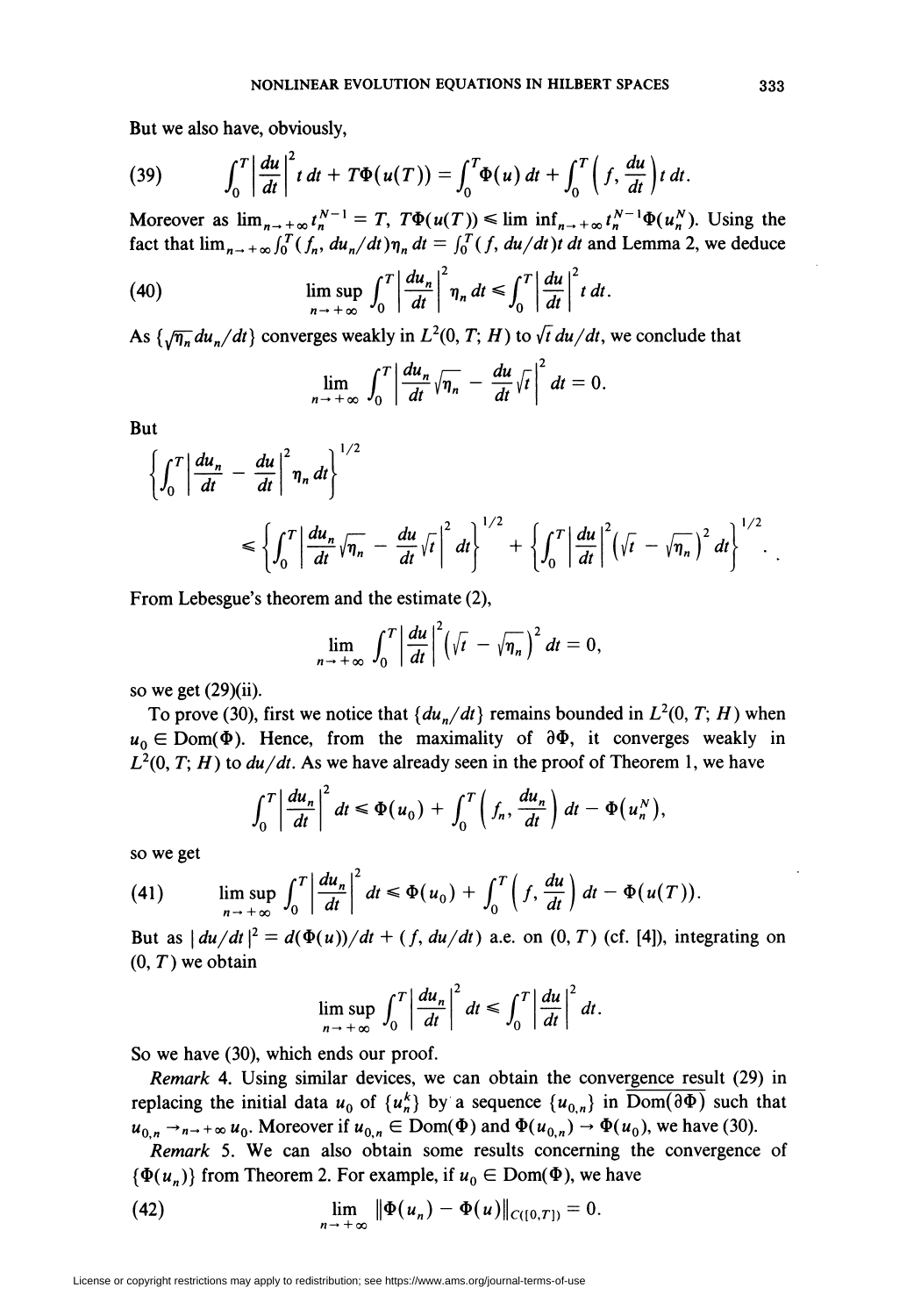But we also have, obviously,

$$\int_0^T \left|\frac{du}{dt}\right|^2 t\,dt + T\Phi(u(T)) = \int_0^T \Phi(u)\,dt + \int_0^T \left(f, \frac{du}{dt}\right) t\,dt. \tag{39}$$

Moreover as $\lim_{n\to+\infty} t_n^{N-1} = T$, $T\Phi(u(T)) \leq \lim\inf_{n\to+\infty} t_n^{N-1}\Phi(u_n^N)$. Using the fact that $\lim_{n\to+\infty}\int_0^T (f_n, du_n/dt)\eta_n\,dt = \int_0^T (f, du/dt)t\,dt$ and Lemma 2, we deduce

$$\limsup_{n\to+\infty} \int_0^T \left|\frac{du_n}{dt}\right|^2 \eta_n\,dt \leq \int_0^T \left|\frac{du}{dt}\right|^2 t\,dt. \tag{40}$$

As $\{\sqrt{\eta_n}\,du_n/dt\}$ converges weakly in $L^2(0,T;H)$ to $\sqrt{t}\,du/dt$, we conclude that

$$\lim_{n\to+\infty} \int_0^T \left|\frac{du_n}{dt}\sqrt{\eta_n} - \frac{du}{dt}\sqrt{t}\right|^2 dt = 0.$$

But

$$\left\{\int_0^T \left|\frac{du_n}{dt} - \frac{du}{dt}\right|^2 \eta_n\,dt\right\}^{1/2} \leq \left\{\int_0^T \left|\frac{du_n}{dt}\sqrt{\eta_n} - \frac{du}{dt}\sqrt{t}\right|^2 dt\right\}^{1/2} + \left\{\int_0^T \left|\frac{du}{dt}\right|^2 \left(\sqrt{t} - \sqrt{\eta_n}\right)^2 dt\right\}^{1/2}.$$

From Lebesgue's theorem and the estimate (2),

$$\lim_{n\to+\infty} \int_0^T \left|\frac{du}{dt}\right|^2 \left(\sqrt{t} - \sqrt{\eta_n}\right)^2 dt = 0,$$

so we get (29)(ii).

To prove (30), first we notice that $\{du_n/dt\}$ remains bounded in $L^2(0,T;H)$ when $u_0 \in \mathrm{Dom}(\Phi)$. Hence, from the maximality of $\partial\Phi$, it converges weakly in $L^2(0,T;H)$ to $du/dt$. As we have already seen in the proof of Theorem 1, we have

$$\int_0^T \left|\frac{du_n}{dt}\right|^2 dt \leq \Phi(u_0) + \int_0^T \left(f_n, \frac{du_n}{dt}\right) dt - \Phi(u_n^N),$$

so we get

$$\limsup_{n\to+\infty} \int_0^T \left|\frac{du_n}{dt}\right|^2 dt \leq \Phi(u_0) + \int_0^T \left(f, \frac{du}{dt}\right) dt - \Phi(u(T)). \tag{41}$$

But as $|du/dt|^2 = d(\Phi(u))/dt + (f, du/dt)$ a.e. on $(0,T)$ (cf. [4]), integrating on $(0,T)$ we obtain

$$\limsup_{n\to+\infty} \int_0^T \left|\frac{du_n}{dt}\right|^2 dt \leq \int_0^T \left|\frac{du}{dt}\right|^2 dt.$$

So we have (30), which ends our proof.

*Remark* 4. Using similar devices, we can obtain the convergence result (29) in replacing the initial data $u_0$ of $\{u_n^k\}$ by a sequence $\{u_{0,n}\}$ in $\overline{\mathrm{Dom}(\partial\Phi)}$ such that $u_{0,n} \to_{n\to+\infty} u_0$. Moreover if $u_{0,n} \in \mathrm{Dom}(\Phi)$ and $\Phi(u_{0,n}) \to \Phi(u_0)$, we have (30).

*Remark* 5. We can also obtain some results concerning the convergence of $\{\Phi(u_n)\}$ from Theorem 2. For example, if $u_0 \in \mathrm{Dom}(\Phi)$, we have

$$\lim_{n\to+\infty} \|\Phi(u_n) - \Phi(u)\|_{C([0,T])} = 0. \tag{42}$$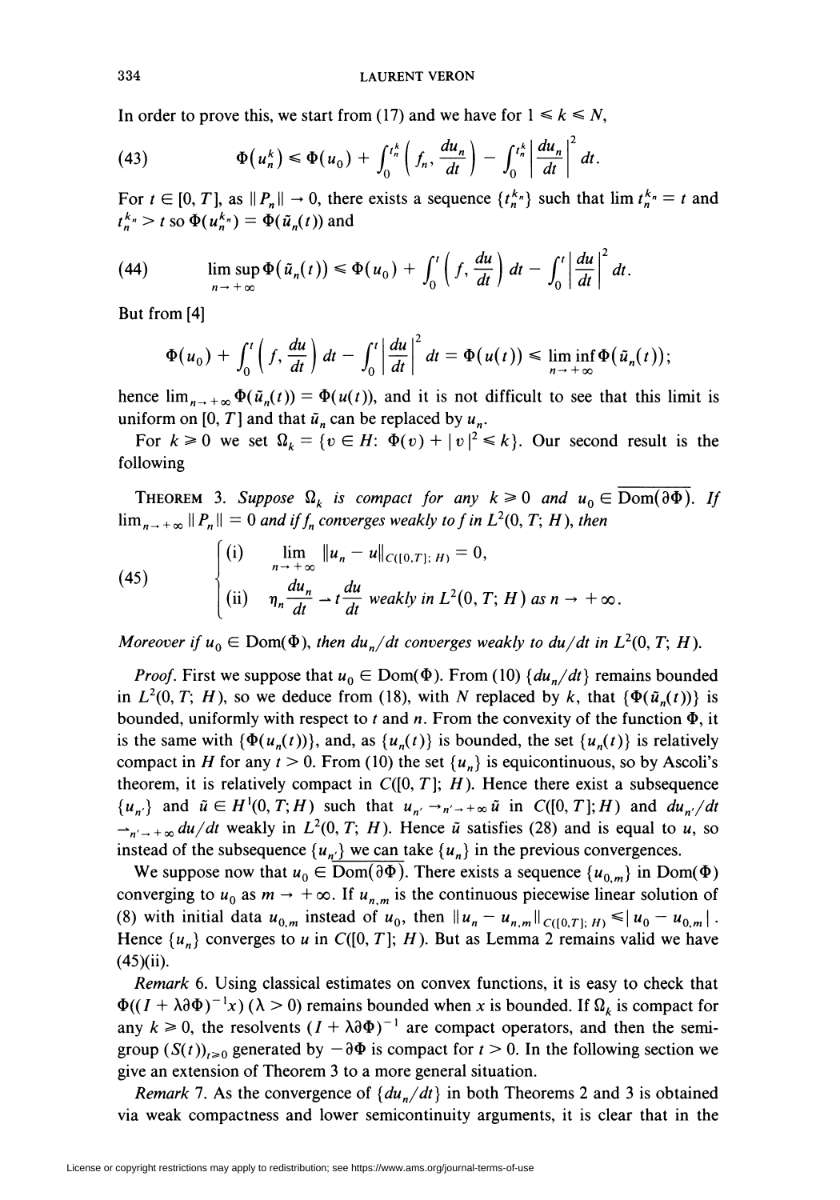In order to prove this, we start from (17) and we have for $1 \leqslant k \leqslant N$,

$$\Phi(u_n^k) \leqslant \Phi(u_0) + \int_0^{t_n^k} \left( f_n, \frac{du_n}{dt} \right) - \int_0^{t_n^k} \left| \frac{du_n}{dt} \right|^2 dt. \tag{43}$$

For $t \in [0, T]$, as $\|P_n\| \to 0$, there exists a sequence $\{t_n^{k_n}\}$ such that $\lim t_n^{k_n} = t$ and $t_n^{k_n} > t$ so $\Phi(u_n^{k_n}) = \Phi(\tilde{u}_n(t))$ and

$$\limsup_{n \to +\infty} \Phi(\tilde{u}_n(t)) \leqslant \Phi(u_0) + \int_0^t \left( f, \frac{du}{dt} \right) dt - \int_0^t \left| \frac{du}{dt} \right|^2 dt. \tag{44}$$

But from [4]

$$\Phi(u_0) + \int_0^t \left( f, \frac{du}{dt} \right) dt - \int_0^t \left| \frac{du}{dt} \right|^2 dt = \Phi(u(t)) \leqslant \liminf_{n \to +\infty} \Phi(\tilde{u}_n(t));$$

hence $\lim_{n \to +\infty} \Phi(\tilde{u}_n(t)) = \Phi(u(t))$, and it is not difficult to see that this limit is uniform on $[0, T]$ and that $\tilde{u}_n$ can be replaced by $u_n$.

For $k \geqslant 0$ we set $\Omega_k = \{v \in H: \Phi(v) + |v|^2 \leqslant k\}$. Our second result is the following

**Theorem 3.** *Suppose $\Omega_k$ is compact for any $k \geqslant 0$ and $u_0 \in \overline{\mathrm{Dom}(\partial\Phi)}$. If $\lim_{n \to +\infty} \|P_n\| = 0$ and if $f_n$ converges weakly to $f$ in $L^2(0, T; H)$, then*

$$\begin{cases} \text{(i)} \quad \lim_{n \to +\infty} \|u_n - u\|_{C([0,T];\, H)} = 0, \\ \text{(ii)} \quad \eta_n \dfrac{du_n}{dt} \rightharpoonup t \dfrac{du}{dt} \text{ weakly in } L^2(0, T; H) \text{ as } n \to +\infty. \end{cases} \tag{45}$$

*Moreover if $u_0 \in \mathrm{Dom}(\Phi)$, then $du_n/dt$ converges weakly to $du/dt$ in $L^2(0, T; H)$.*

*Proof.* First we suppose that $u_0 \in \mathrm{Dom}(\Phi)$. From (10) $\{du_n/dt\}$ remains bounded in $L^2(0, T; H)$, so we deduce from (18), with $N$ replaced by $k$, that $\{\Phi(\tilde{u}_n(t))\}$ is bounded, uniformly with respect to $t$ and $n$. From the convexity of the function $\Phi$, it is the same with $\{\Phi(u_n(t))\}$, and, as $\{u_n(t)\}$ is bounded, the set $\{u_n(t)\}$ is relatively compact in $H$ for any $t > 0$. From (10) the set $\{u_n\}$ is equicontinuous, so by Ascoli's theorem, it is relatively compact in $C([0, T]; H)$. Hence there exist a subsequence $\{u_{n'}\}$ and $\tilde{u} \in H^1(0, T; H)$ such that $u_{n'} \to_{n' \to +\infty} \tilde{u}$ in $C([0, T]; H)$ and $du_{n'}/dt \rightharpoonup_{n' \to +\infty} du/dt$ weakly in $L^2(0, T; H)$. Hence $\tilde{u}$ satisfies (28) and is equal to $u$, so instead of the subsequence $\{u_{n'}\}$ we can take $\{u_n\}$ in the previous convergences.

We suppose now that $u_0 \in \overline{\mathrm{Dom}(\partial\Phi)}$. There exists a sequence $\{u_{0,m}\}$ in $\mathrm{Dom}(\Phi)$ converging to $u_0$ as $m \to +\infty$. If $u_{n,m}$ is the continuous piecewise linear solution of (8) with initial data $u_{0,m}$ instead of $u_0$, then $\|u_n - u_{n,m}\|_{C([0,T];\, H)} \leqslant |u_0 - u_{0,m}|$. Hence $\{u_n\}$ converges to $u$ in $C([0, T]; H)$. But as Lemma 2 remains valid we have (45)(ii).

*Remark* 6. Using classical estimates on convex functions, it is easy to check that $\Phi((I + \lambda\partial\Phi)^{-1}x)$ $(\lambda > 0)$ remains bounded when $x$ is bounded. If $\Omega_k$ is compact for any $k \geqslant 0$, the resolvents $(I + \lambda\partial\Phi)^{-1}$ are compact operators, and then the semigroup $(S(t))_{t \geqslant 0}$ generated by $-\partial\Phi$ is compact for $t > 0$. In the following section we give an extension of Theorem 3 to a more general situation.

*Remark* 7. As the convergence of $\{du_n/dt\}$ in both Theorems 2 and 3 is obtained via weak compactness and lower semicontinuity arguments, it is clear that in the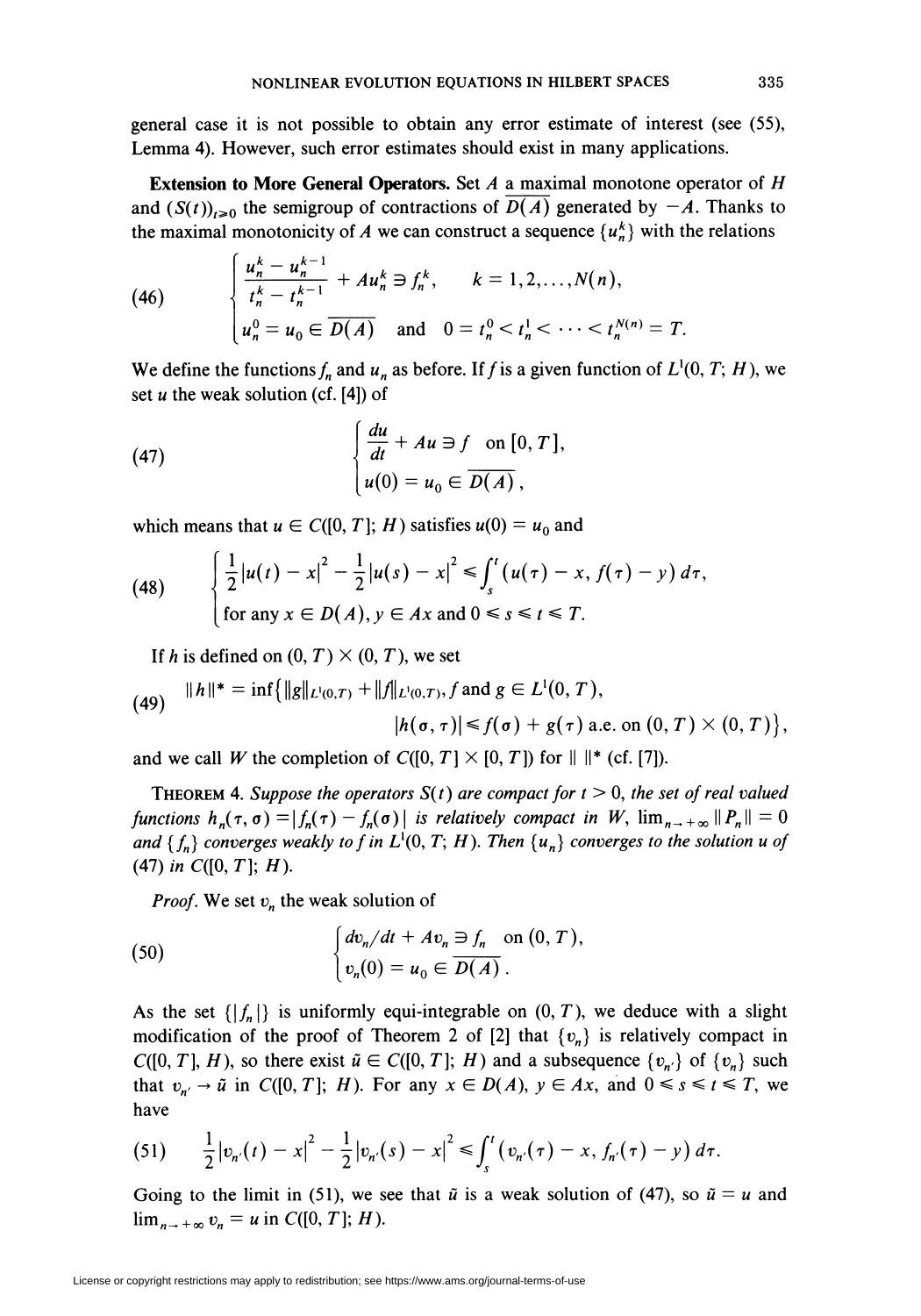general case it is not possible to obtain any error estimate of interest (see (55), Lemma 4). However, such error estimates should exist in many applications.

**Extension to More General Operators.** Set $A$ a maximal monotone operator of $H$ and $(S(t))_{t\geq 0}$ the semigroup of contractions of $\overline{D(A)}$ generated by $-A$. Thanks to the maximal monotonicity of $A$ we can construct a sequence $\{u_n^k\}$ with the relations

$$
(46)\qquad \begin{cases} \dfrac{u_n^k - u_n^{k-1}}{t_n^k - t_n^{k-1}} + Au_n^k \ni f_n^k, \qquad k = 1, 2, \ldots, N(n), \\ u_n^0 = u_0 \in \overline{D(A)} \quad \text{and} \quad 0 = t_n^0 < t_n^1 < \cdots < t_n^{N(n)} = T. \end{cases}
$$

We define the functions $f_n$ and $u_n$ as before. If $f$ is a given function of $L^1(0, T; H)$, we set $u$ the weak solution (cf. [4]) of

$$
(47)\qquad \begin{cases} \dfrac{du}{dt} + Au \ni f \quad \text{on } [0, T], \\ u(0) = u_0 \in \overline{D(A)}, \end{cases}
$$

which means that $u \in C([0, T]; H)$ satisfies $u(0) = u_0$ and

$$
(48)\qquad \begin{cases} \dfrac{1}{2}|u(t) - x|^2 - \dfrac{1}{2}|u(s) - x|^2 \leqslant \displaystyle\int_s^t (u(\tau) - x, f(\tau) - y)\, d\tau, \\ \text{for any } x \in D(A), y \in Ax \text{ and } 0 \leqslant s \leqslant t \leqslant T. \end{cases}
$$

If $h$ is defined on $(0, T) \times (0, T)$, we set

$$
(49)\qquad \begin{aligned} \|h\|^* = \inf\big\{&\|g\|_{L^1(0,T)} + \|f\|_{L^1(0,T)}, f \text{ and } g \in L^1(0, T), \\ &|h(\sigma, \tau)| \leqslant f(\sigma) + g(\tau) \text{ a.e. on } (0, T) \times (0, T)\big\}, \end{aligned}
$$

and we call $W$ the completion of $C([0, T] \times [0, T])$ for $\| \; \|^*$ (cf. [7]).

THEOREM 4. *Suppose the operators $S(t)$ are compact for $t > 0$, the set of real valued functions $h_n(\tau, \sigma) = |f_n(\tau) - f_n(\sigma)|$ is relatively compact in $W$, $\lim_{n \to +\infty} \|P_n\| = 0$ and $\{f_n\}$ converges weakly to $f$ in $L^1(0, T; H)$. Then $\{u_n\}$ converges to the solution $u$ of (47) in $C([0, T]; H)$.*

*Proof.* We set $v_n$ the weak solution of

$$
(50)\qquad \begin{cases} dv_n/dt + Av_n \ni f_n \quad \text{on } (0, T), \\ v_n(0) = u_0 \in \overline{D(A)}. \end{cases}
$$

As the set $\{|f_n|\}$ is uniformly equi-integrable on $(0, T)$, we deduce with a slight modification of the proof of Theorem 2 of [2] that $\{v_n\}$ is relatively compact in $C([0, T], H)$, so there exist $\tilde{u} \in C([0, T]; H)$ and a subsequence $\{v_{n'}\}$ of $\{v_n\}$ such that $v_{n'} \to \tilde{u}$ in $C([0, T]; H)$. For any $x \in D(A)$, $y \in Ax$, and $0 \leqslant s \leqslant t \leqslant T$, we have

$$
(51)\qquad \frac{1}{2}|v_{n'}(t) - x|^2 - \frac{1}{2}|v_{n'}(s) - x|^2 \leqslant \int_s^t (v_{n'}(\tau) - x, f_{n'}(\tau) - y)\, d\tau.
$$

Going to the limit in (51), we see that $\tilde{u}$ is a weak solution of (47), so $\tilde{u} = u$ and $\lim_{n \to +\infty} v_n = u$ in $C([0, T]; H)$.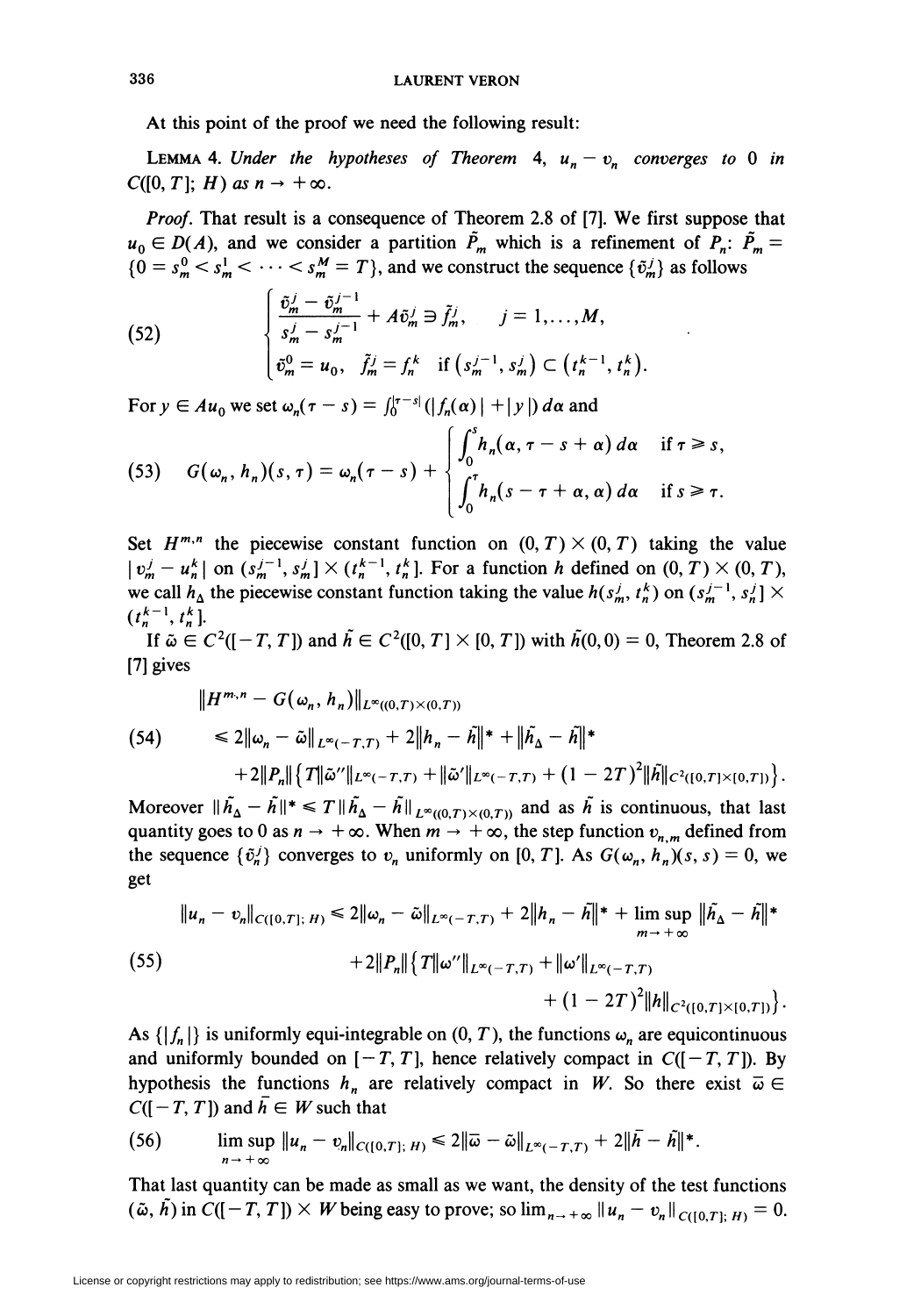At this point of the proof we need the following result:

LEMMA 4. *Under the hypotheses of Theorem* 4, $u_n - v_n$ *converges to* 0 *in* $C([0, T]; H)$ *as* $n \to +\infty$.

*Proof.* That result is a consequence of Theorem 2.8 of [7]. We first suppose that $u_0 \in D(A)$, and we consider a partition $\tilde{P}_m$ which is a refinement of $P_n$: $\tilde{P}_m = \{0 = s_m^0 < s_m^1 < \cdots < s_m^M = T\}$, and we construct the sequence $\{\tilde{v}_m^j\}$ as follows

$$
(52) \qquad \begin{cases} \dfrac{\tilde{v}_m^j - \tilde{v}_m^{j-1}}{s_m^j - s_m^{j-1}} + A\tilde{v}_m^j \ni \tilde{f}_m^j, \qquad j = 1, \dots, M, \\ \tilde{v}_m^0 = u_0, \quad \tilde{f}_m^j = f_n^k \quad \text{if } (s_m^{j-1}, s_m^j) \subset (t_n^{k-1}, t_n^k). \end{cases}
$$

For $y \in Au_0$ we set $\omega_n(\tau - s) = \int_0^{|\tau - s|} (|f_n(\alpha)| + |y|)\, d\alpha$ and

$$
(53) \qquad G(\omega_n, h_n)(s, \tau) = \omega_n(\tau - s) + \begin{cases} \displaystyle\int_0^s h_n(\alpha, \tau - s + \alpha)\, d\alpha & \text{if } \tau \geqslant s, \\ \displaystyle\int_0^\tau h_n(s - \tau + \alpha, \alpha)\, d\alpha & \text{if } s \geqslant \tau. \end{cases}
$$

Set $H^{m,n}$ the piecewise constant function on $(0, T) \times (0, T)$ taking the value $|v_m^j - u_n^k|$ on $(s_m^{j-1}, s_m^j] \times (t_n^{k-1}, t_n^k]$. For a function $h$ defined on $(0, T) \times (0, T)$, we call $h_\Delta$ the piecewise constant function taking the value $h(s_m^j, t_n^k)$ on $(s_m^{j-1}, s_m^j] \times (t_n^{k-1}, t_n^k]$.

If $\tilde{\omega} \in C^2([-T, T])$ and $\tilde{h} \in C^2([0, T] \times [0, T])$ with $\tilde{h}(0, 0) = 0$, Theorem 2.8 of [7] gives

$$
(54) \qquad \begin{aligned} &\|H^{m,n} - G(\omega_n, h_n)\|_{L^\infty((0,T)\times(0,T))} \\ &\quad \leqslant 2\|\omega_n - \tilde{\omega}\|_{L^\infty(-T,T)} + 2\|h_n - \tilde{h}\|^* + \|\tilde{h}_\Delta - \tilde{h}\|^* \\ &\quad\quad + 2\|P_n\|\left\{T\|\tilde{\omega}''\|_{L^\infty(-T,T)} + \|\tilde{\omega}'\|_{L^\infty(-T,T)} + (1 - 2T)^2\|\tilde{h}\|_{C^2([0,T]\times[0,T])}\right\}. \end{aligned}
$$

Moreover $\|\tilde{h}_\Delta - \tilde{h}\|^* \leqslant T\|\tilde{h}_\Delta - \tilde{h}\|_{L^\infty((0,T)\times(0,T))}$ and as $\tilde{h}$ is continuous, that last quantity goes to 0 as $n \to +\infty$. When $m \to +\infty$, the step function $v_{n,m}$ defined from the sequence $\{\tilde{v}_n^j\}$ converges to $v_n$ uniformly on $[0, T]$. As $G(\omega_n, h_n)(s, s) = 0$, we get

$$
(55) \qquad \begin{aligned} \|u_n - v_n\|_{C([0,T];\, H)} &\leqslant 2\|\omega_n - \tilde{\omega}\|_{L^\infty(-T,T)} + 2\|h_n - \tilde{h}\|^* + \limsup_{m \to +\infty} \|\tilde{h}_\Delta - \tilde{h}\|^* \\ &\quad + 2\|P_n\|\left\{T\|\omega''\|_{L^\infty(-T,T)} + \|\omega'\|_{L^\infty(-T,T)} \right. \\ &\quad\quad \left. + (1 - 2T)^2\|h\|_{C^2([0,T]\times[0,T])}\right\}. \end{aligned}
$$

As $\{|f_n|\}$ is uniformly equi-integrable on $(0, T)$, the functions $\omega_n$ are equicontinuous and uniformly bounded on $[-T, T]$, hence relatively compact in $C([-T, T])$. By hypothesis the functions $h_n$ are relatively compact in $W$. So there exist $\bar{\omega} \in C([-T, T])$ and $\bar{h} \in W$ such that

$$
(56) \qquad \limsup_{n \to +\infty} \|u_n - v_n\|_{C([0,T];\, H)} \leqslant 2\|\bar{\omega} - \tilde{\omega}\|_{L^\infty(-T,T)} + 2\|\bar{h} - \tilde{h}\|^*.
$$

That last quantity can be made as small as we want, the density of the test functions $(\tilde{\omega}, \tilde{h})$ in $C([-T, T]) \times W$ being easy to prove; so $\lim_{n \to +\infty} \|u_n - v_n\|_{C([0,T];\, H)} = 0$.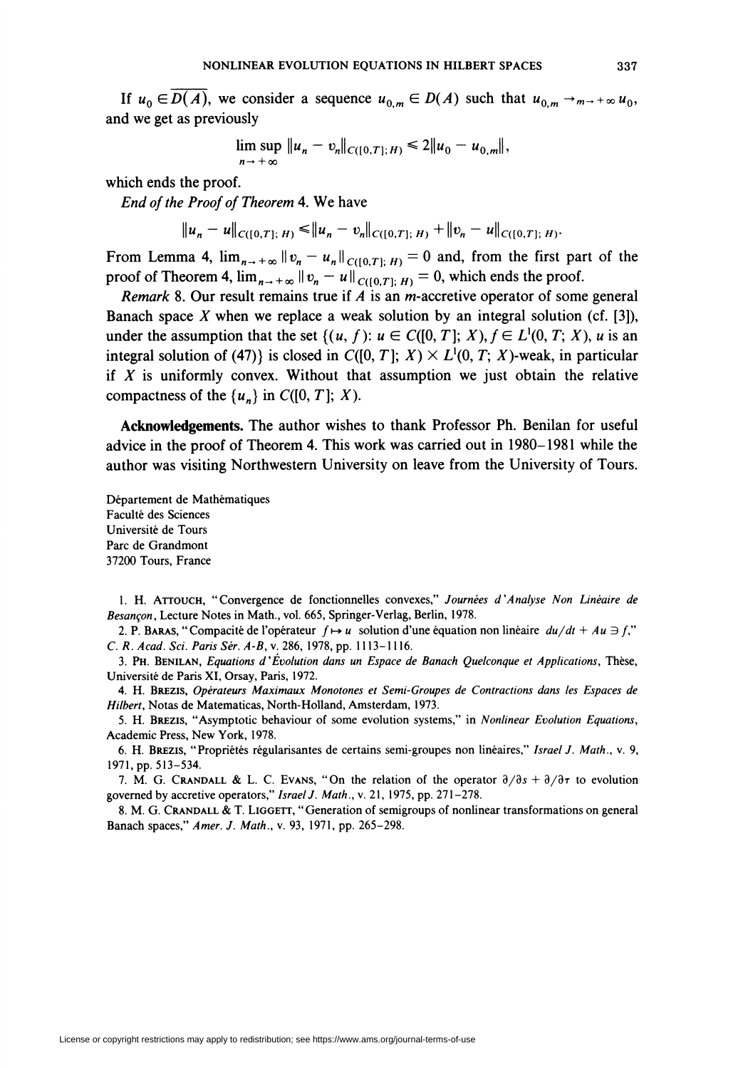If $u_0 \in \overline{D(A)}$, we consider a sequence $u_{0,m} \in D(A)$ such that $u_{0,m} \to_{m \to +\infty} u_0$, and we get as previously

$$\limsup_{n \to +\infty} \|u_n - v_n\|_{C([0,T];H)} \leq 2\|u_0 - u_{0,m}\|,$$

which ends the proof.

*End of the Proof of Theorem* 4. We have

$$\|u_n - u\|_{C([0,T];H)} \leq \|u_n - v_n\|_{C([0,T];H)} + \|v_n - u\|_{C([0,T];H)}.$$

From Lemma 4, $\lim_{n \to +\infty} \|v_n - u_n\|_{C([0,T];H)} = 0$ and, from the first part of the proof of Theorem 4, $\lim_{n \to +\infty} \|v_n - u\|_{C([0,T];H)} = 0$, which ends the proof.

*Remark* 8. Our result remains true if $A$ is an $m$-accretive operator of some general Banach space $X$ when we replace a weak solution by an integral solution (cf. [3]), under the assumption that the set $\{(u, f): u \in C([0, T]; X), f \in L^1(0, T; X), u$ is an integral solution of (47)$\}$ is closed in $C([0, T]; X) \times L^1(0, T; X)$-weak, in particular if $X$ is uniformly convex. Without that assumption we just obtain the relative compactness of the $\{u_n\}$ in $C([0, T]; X)$.

**Acknowledgements.** The author wishes to thank Professor Ph. Benilan for useful advice in the proof of Theorem 4. This work was carried out in 1980–1981 while the author was visiting Northwestern University on leave from the University of Tours.

Département de Mathématiques
Faculté des Sciences
Université de Tours
Parc de Grandmont
37200 Tours, France

1. H. Attouch, "Convergence de fonctionnelles convexes," *Journées d'Analyse Non Linéaire de Besançon*, Lecture Notes in Math., vol. 665, Springer-Verlag, Berlin, 1978.

2. P. Baras, "Compacité de l'opérateur $f \mapsto u$ solution d'une équation non linéaire $du/dt + Au \ni f$," *C. R. Acad. Sci. Paris Sér. A-B*, v. 286, 1978, pp. 1113–1116.

3. Ph. Benilan, *Equations d'Évolution dans un Espace de Banach Quelconque et Applications*, Thèse, Université de Paris XI, Orsay, Paris, 1972.

4. H. Brezis, *Opérateurs Maximaux Monotones et Semi-Groupes de Contractions dans les Espaces de Hilbert*, Notas de Matematicas, North-Holland, Amsterdam, 1973.

5. H. Brezis, "Asymptotic behaviour of some evolution systems," in *Nonlinear Evolution Equations*, Academic Press, New York, 1978.

6. H. Brezis, "Propriétés régularisantes de certains semi-groupes non linéaires," *Israel J. Math.*, v. 9, 1971, pp. 513–534.

7. M. G. Crandall & L. C. Evans, "On the relation of the operator $\partial/\partial s + \partial/\partial\tau$ to evolution governed by accretive operators," *Israel J. Math.*, v. 21, 1975, pp. 271–278.

8. M. G. Crandall & T. Liggett, "Generation of semigroups of nonlinear transformations on general Banach spaces," *Amer. J. Math.*, v. 93, 1971, pp. 265–298.